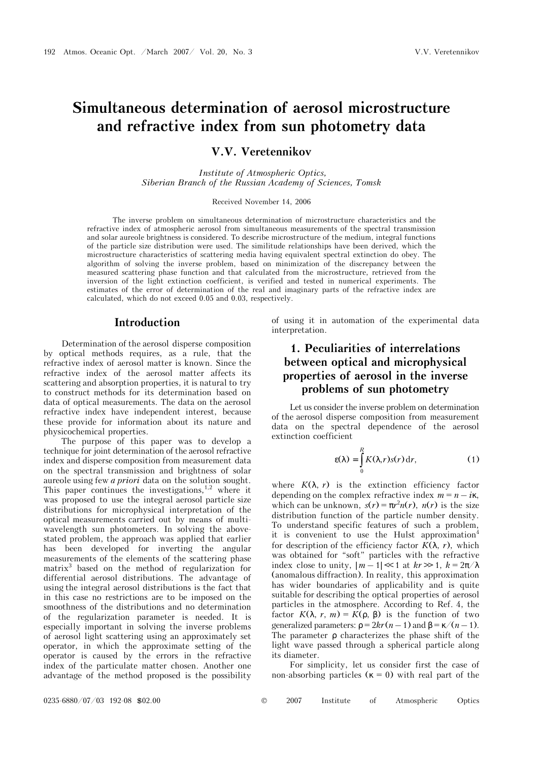# Simultaneous determination of aerosol microstructure and refractive index from sun photometry data

## V.V. Veretennikov

*Institute of Atmospheric Optics, Siberian Branch of the Russian Academy of Sciences, Tomsk*

Received November 14, 2006

The inverse problem on simultaneous determination of microstructure characteristics and the refractive index of atmospheric aerosol from simultaneous measurements of the spectral transmission and solar aureole brightness is considered. To describe microstructure of the medium, integral functions of the particle size distribution were used. The similitude relationships have been derived, which the microstructure characteristics of scattering media having equivalent spectral extinction do obey. The algorithm of solving the inverse problem, based on minimization of the discrepancy between the measured scattering phase function and that calculated from the microstructure, retrieved from the inversion of the light extinction coefficient, is verified and tested in numerical experiments. The estimates of the error of determination of the real and imaginary parts of the refractive index are calculated, which do not exceed 0.05 and 0.03, respectively.

## Introduction

Determination of the aerosol disperse composition by optical methods requires, as a rule, that the refractive index of aerosol matter is known. Since the refractive index of the aerosol matter affects its scattering and absorption properties, it is natural to try to construct methods for its determination based on data of optical measurements. The data on the aerosol refractive index have independent interest, because these provide for information about its nature and physicochemical properties.

The purpose of this paper was to develop a technique for joint determination of the aerosol refractive index and disperse composition from measurement data on the spectral transmission and brightness of solar aureole using few *a priori* data on the solution sought. This paper continues the investigations,[1,2] where it was proposed to use the integral aerosol particle size distributions for microphysical interpretation of the optical measurements carried out by means of multi-wavelength sun photometers. In solving the above-stated problem, the approach was applied that earlier has been developed for inverting the angular measurements of the elements of the scattering phase matrix[3] based on the method of regularization for differential aerosol distributions. The advantage of using the integral aerosol distributions is the fact that in this case no restrictions are to be imposed on the smoothness of the distributions and no determination of the regularization parameter is needed. It is especially important in solving the inverse problems of aerosol light scattering using an approximately set operator, in which the approximate setting of the operator is caused by the errors in the refractive index of the particulate matter chosen. Another one advantage of the method proposed is the possibility of using it in automation of the experimental data interpretation.

## 1. Peculiarities of interrelations between optical and microphysical properties of aerosol in the inverse problems of sun photometry

Let us consider the inverse problem on determination of the aerosol disperse composition from measurement data on the spectral dependence of the aerosol extinction coefficient

$$\varepsilon(\lambda) = \int_0^R K(\lambda, r) s(r)\, dr, \tag{1}$$

where $K(\lambda, r)$ is the extinction efficiency factor depending on the complex refractive index $m = n - i\kappa$, which can be unknown, $s(r) = \pi r^2 n(r)$, $n(r)$ is the size distribution function of the particle number density. To understand specific features of such a problem, it is convenient to use the Hulst approximation[4] for description of the efficiency factor $K(\lambda, r)$, which was obtained for "soft" particles with the refractive index close to unity, $|m-1| \ll 1$ at $kr \gg 1$, $k = 2\pi/\lambda$ (anomalous diffraction). In reality, this approximation has wider boundaries of applicability and is quite suitable for describing the optical properties of aerosol particles in the atmosphere. According to Ref. 4, the factor $K(\lambda, r, m) = K(\rho, \beta)$ is the function of two generalized parameters: $\rho = 2kr(n-1)$ and $\beta = \kappa/(n-1)$. The parameter $\rho$ characterizes the phase shift of the light wave passed through a spherical particle along its diameter.

For simplicity, let us consider first the case of non-absorbing particles ($\kappa = 0$) with real part of the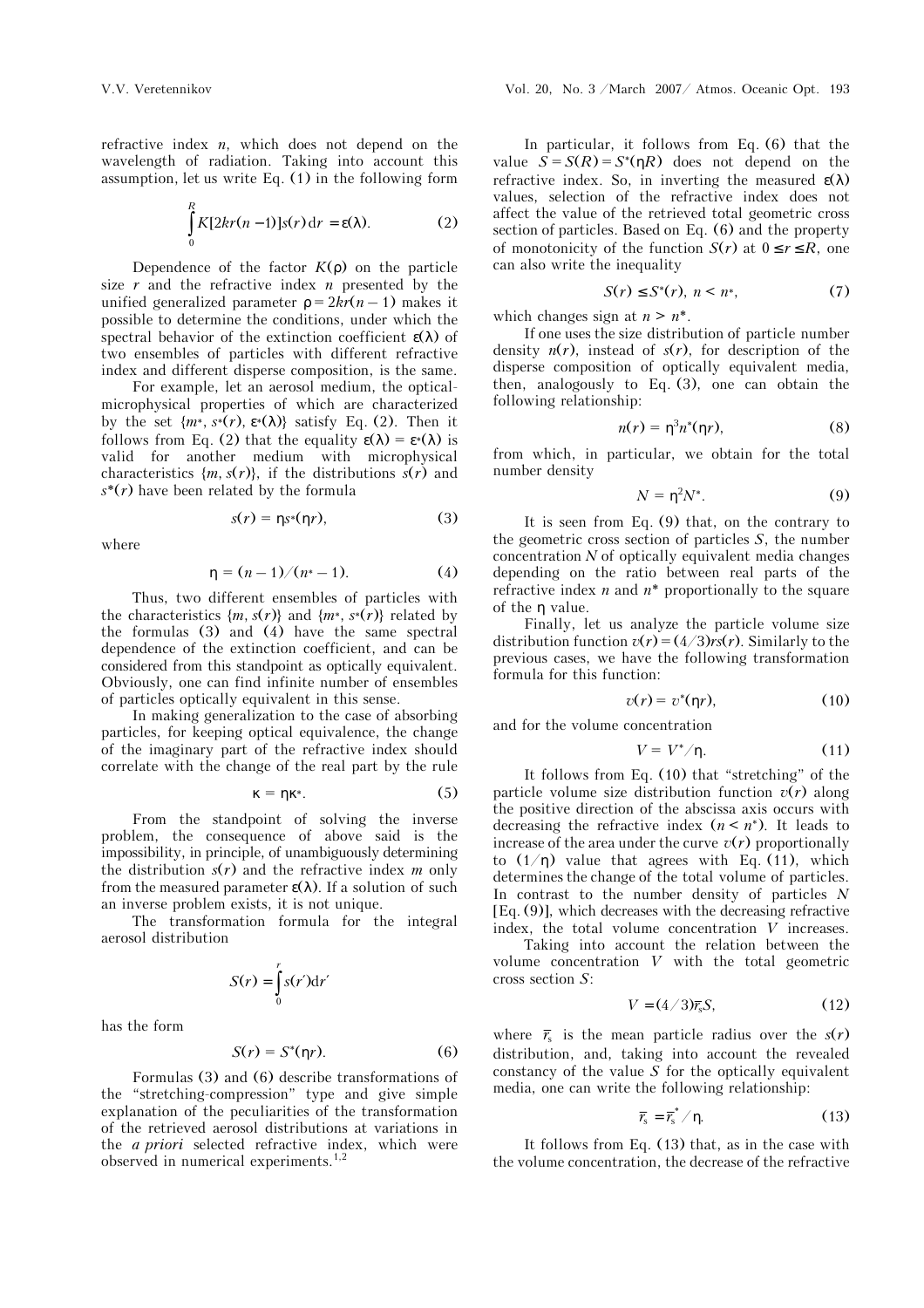refractive index $n$, which does not depend on the wavelength of radiation. Taking into account this assumption, let us write Eq. (1) in the following form

$$\int_0^R K[2kr(n-1)]s(r)\,dr = \varepsilon(\lambda). \qquad (2)$$

Dependence of the factor $K(\rho)$ on the particle size $r$ and the refractive index $n$ presented by the unified generalized parameter $\rho = 2kr(n-1)$ makes it possible to determine the conditions, under which the spectral behavior of the extinction coefficient $\varepsilon(\lambda)$ of two ensembles of particles with different refractive index and different disperse composition, is the same.

For example, let an aerosol medium, the optical-microphysical properties of which are characterized by the set $\{m_*, s_*(r), \varepsilon_*(\lambda)\}$ satisfy Eq. (2). Then it follows from Eq. (2) that the equality $\varepsilon(\lambda) = \varepsilon_*(\lambda)$ is valid for another medium with microphysical characteristics $\{m, s(r)\}$, if the distributions $s(r)$ and $s^*(r)$ have been related by the formula

$$s(r) = \eta s_*(\eta r), \qquad (3)$$

where

$$\eta = (n-1)/(n_* - 1). \qquad (4)$$

Thus, two different ensembles of particles with the characteristics $\{m, s(r)\}$ and $\{m_*, s_*(r)\}$ related by the formulas (3) and (4) have the same spectral dependence of the extinction coefficient, and can be considered from this standpoint as optically equivalent. Obviously, one can find infinite number of ensembles of particles optically equivalent in this sense.

In making generalization to the case of absorbing particles, for keeping optical equivalence, the change of the imaginary part of the refractive index should correlate with the change of the real part by the rule

$$\kappa = \eta \kappa_*. \qquad (5)$$

From the standpoint of solving the inverse problem, the consequence of above said is the impossibility, in principle, of unambiguously determining the distribution $s(r)$ and the refractive index $m$ only from the measured parameter $\varepsilon(\lambda)$. If a solution of such an inverse problem exists, it is not unique.

The transformation formula for the integral aerosol distribution

$$S(r) = \int_0^r s(r')\,dr'$$

has the form

$$S(r) = S^*(\eta r). \qquad (6)$$

Formulas (3) and (6) describe transformations of the "stretching-compression" type and give simple explanation of the peculiarities of the transformation of the retrieved aerosol distributions at variations in the *a priori* selected refractive index, which were observed in numerical experiments.[1,2]

In particular, it follows from Eq. (6) that the value $S = S(R) = S^*(\eta R)$ does not depend on the refractive index. So, in inverting the measured $\varepsilon(\lambda)$ values, selection of the refractive index does not affect the value of the retrieved total geometric cross section of particles. Based on Eq. (6) and the property of monotonicity of the function $S(r)$ at $0 \le r \le R$, one can also write the inequality

$$S(r) \le S^*(r),\ n < n_*, \qquad (7)$$

which changes sign at $n > n^*$.

If one uses the size distribution of particle number density $n(r)$, instead of $s(r)$, for description of the disperse composition of optically equivalent media, then, analogously to Eq. (3), one can obtain the following relationship:

$$n(r) = \eta^3 n^*(\eta r), \qquad (8)$$

from which, in particular, we obtain for the total number density

$$N = \eta^2 N^*. \qquad (9)$$

It is seen from Eq. (9) that, on the contrary to the geometric cross section of particles $S$, the number concentration $N$ of optically equivalent media changes depending on the ratio between real parts of the refractive index $n$ and $n^*$ proportionally to the square of the $\eta$ value.

Finally, let us analyze the particle volume size distribution function $v(r) = (4/3)rs(r)$. Similarly to the previous cases, we have the following transformation formula for this function:

$$v(r) = v^*(\eta r), \qquad (10)$$

and for the volume concentration

$$V = V^*/\eta. \qquad (11)$$

It follows from Eq. (10) that "stretching" of the particle volume size distribution function $v(r)$ along the positive direction of the abscissa axis occurs with decreasing the refractive index ($n < n_*$). It leads to increase of the area under the curve $v(r)$ proportionally to $(1/\eta)$ value that agrees with Eq. (11), which determines the change of the total volume of particles. In contrast to the number density of particles $N$ [Eq. (9)], which decreases with the decreasing refractive index, the total volume concentration $V$ increases.

Taking into account the relation between the volume concentration $V$ with the total geometric cross section $S$:

$$V = (4/3)\bar{r}_s S, \qquad (12)$$

where $\bar{r}_s$ is the mean particle radius over the $s(r)$ distribution, and, taking into account the revealed constancy of the value $S$ for the optically equivalent media, one can write the following relationship:

$$\bar{r}_s = \bar{r}_s^*/\eta. \qquad (13)$$

It follows from Eq. (13) that, as in the case with the volume concentration, the decrease of the refractive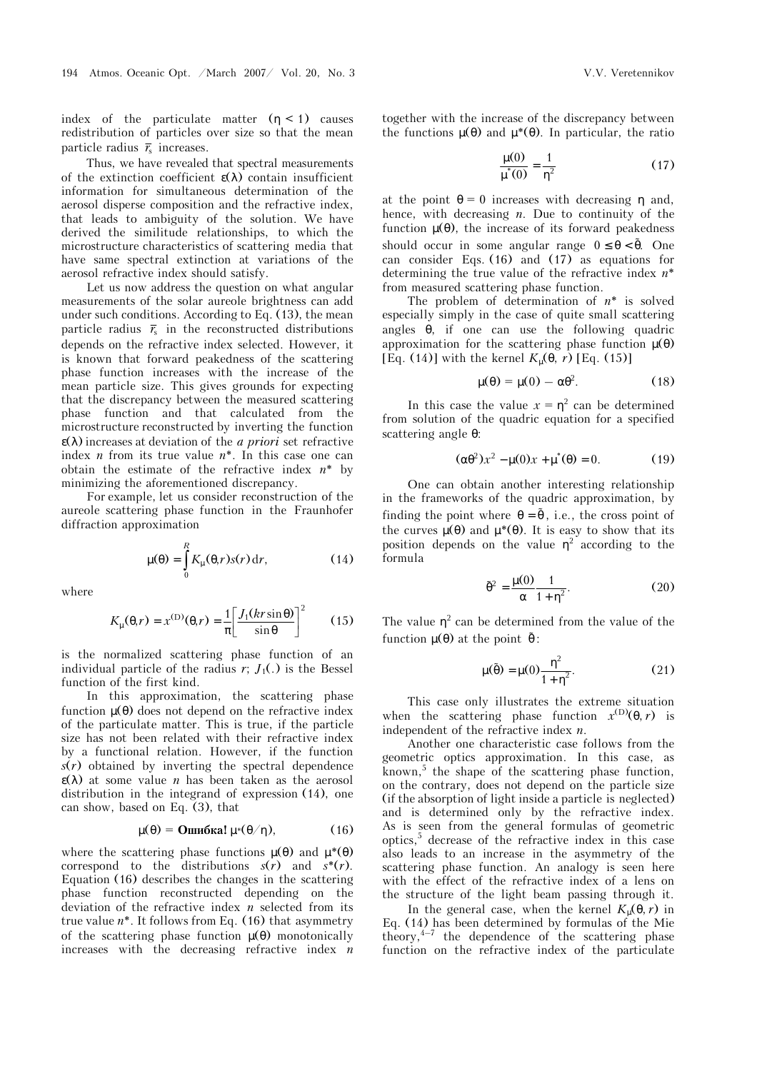index of the particulate matter $(\eta < 1)$ causes redistribution of particles over size so that the mean particle radius $\bar{r}_s$ increases.

Thus, we have revealed that spectral measurements of the extinction coefficient $\varepsilon(\lambda)$ contain insufficient information for simultaneous determination of the aerosol disperse composition and the refractive index, that leads to ambiguity of the solution. We have derived the similitude relationships, to which the microstructure characteristics of scattering media that have same spectral extinction at variations of the aerosol refractive index should satisfy.

Let us now address the question on what angular measurements of the solar aureole brightness can add under such conditions. According to Eq. (13), the mean particle radius $\bar{r}_s$ in the reconstructed distributions depends on the refractive index selected. However, it is known that forward peakedness of the scattering phase function increases with the increase of the mean particle size. This gives grounds for expecting that the discrepancy between the measured scattering phase function and that calculated from the microstructure reconstructed by inverting the function $\varepsilon(\lambda)$ increases at deviation of the *a priori* set refractive index $n$ from its true value $n^*$. In this case one can obtain the estimate of the refractive index $n^*$ by minimizing the aforementioned discrepancy.

For example, let us consider reconstruction of the aureole scattering phase function in the Fraunhofer diffraction approximation

$$\mu(\theta) = \int_0^R K_\mu(\theta, r) s(r)\,\mathrm{d}r, \tag{14}$$

where

$$K_\mu(\theta, r) = x^{(\mathrm{D})}(\theta, r) = \frac{1}{\pi}\left[\frac{J_1(kr\sin\theta)}{\sin\theta}\right]^2 \tag{15}$$

is the normalized scattering phase function of an individual particle of the radius $r$; $J_1(.)$ is the Bessel function of the first kind.

In this approximation, the scattering phase function $\mu(\theta)$ does not depend on the refractive index of the particulate matter. This is true, if the particle size has not been related with their refractive index by a functional relation. However, if the function $s(r)$ obtained by inverting the spectral dependence $\varepsilon(\lambda)$ at some value $n$ has been taken as the aerosol distribution in the integrand of expression (14), one can show, based on Eq. (3), that

$$\mu(\theta) = \textbf{Ошибка!}\ \mu^*(\theta/\eta), \tag{16}$$

where the scattering phase functions $\mu(\theta)$ and $\mu^*(\theta)$ correspond to the distributions $s(r)$ and $s^*(r)$. Equation (16) describes the changes in the scattering phase function reconstructed depending on the deviation of the refractive index $n$ selected from its true value $n^*$. It follows from Eq. (16) that asymmetry of the scattering phase function $\mu(\theta)$ monotonically increases with the decreasing refractive index $n$ together with the increase of the discrepancy between the functions $\mu(\theta)$ and $\mu^*(\theta)$. In particular, the ratio

$$\frac{\mu(0)}{\mu^*(0)} = \frac{1}{\eta^2} \tag{17}$$

at the point $\theta = 0$ increases with decreasing $\eta$ and, hence, with decreasing $n$. Due to continuity of the function $\mu(\theta)$, the increase of its forward peakedness should occur in some angular range $0 \le \theta < \tilde{\theta}$. One can consider Eqs. (16) and (17) as equations for determining the true value of the refractive index $n^*$ from measured scattering phase function.

The problem of determination of $n^*$ is solved especially simply in the case of quite small scattering angles $\theta$, if one can use the following quadric approximation for the scattering phase function $\mu(\theta)$ [Eq. (14)] with the kernel $K_\mu(\theta, r)$ [Eq. (15)]

$$\mu(\theta) = \mu(0) - \alpha\theta^2. \tag{18}$$

In this case the value $x = \eta^2$ can be determined from solution of the quadric equation for a specified scattering angle $\theta$:

$$(\alpha\theta^2)x^2 - \mu(0)x + \mu^*(\theta) = 0. \tag{19}$$

One can obtain another interesting relationship in the frameworks of the quadric approximation, by finding the point where $\theta = \tilde{\theta}$, i.e., the cross point of the curves $\mu(\theta)$ and $\mu^*(\theta)$. It is easy to show that its position depends on the value $\eta^2$ according to the formula

$$\tilde{\theta}^2 = \frac{\mu(0)}{\alpha}\frac{1}{1+\eta^2}. \tag{20}$$

The value $\eta^2$ can be determined from the value of the function $\mu(\theta)$ at the point $\tilde{\theta}$:

$$\mu(\tilde{\theta}) = \mu(0)\frac{\eta^2}{1+\eta^2}. \tag{21}$$

This case only illustrates the extreme situation when the scattering phase function $x^{(\mathrm{D})}(\theta, r)$ is independent of the refractive index $n$.

Another one characteristic case follows from the geometric optics approximation. In this case, as known,[5] the shape of the scattering phase function, on the contrary, does not depend on the particle size (if the absorption of light inside a particle is neglected) and is determined only by the refractive index. As is seen from the general formulas of geometric optics,[5] decrease of the refractive index in this case also leads to an increase in the asymmetry of the scattering phase function. An analogy is seen here with the effect of the refractive index of a lens on the structure of the light beam passing through it.

In the general case, when the kernel $K_\mu(\theta, r)$ in Eq. (14) has been determined by formulas of the Mie theory,[4–7] the dependence of the scattering phase function on the refractive index of the particulate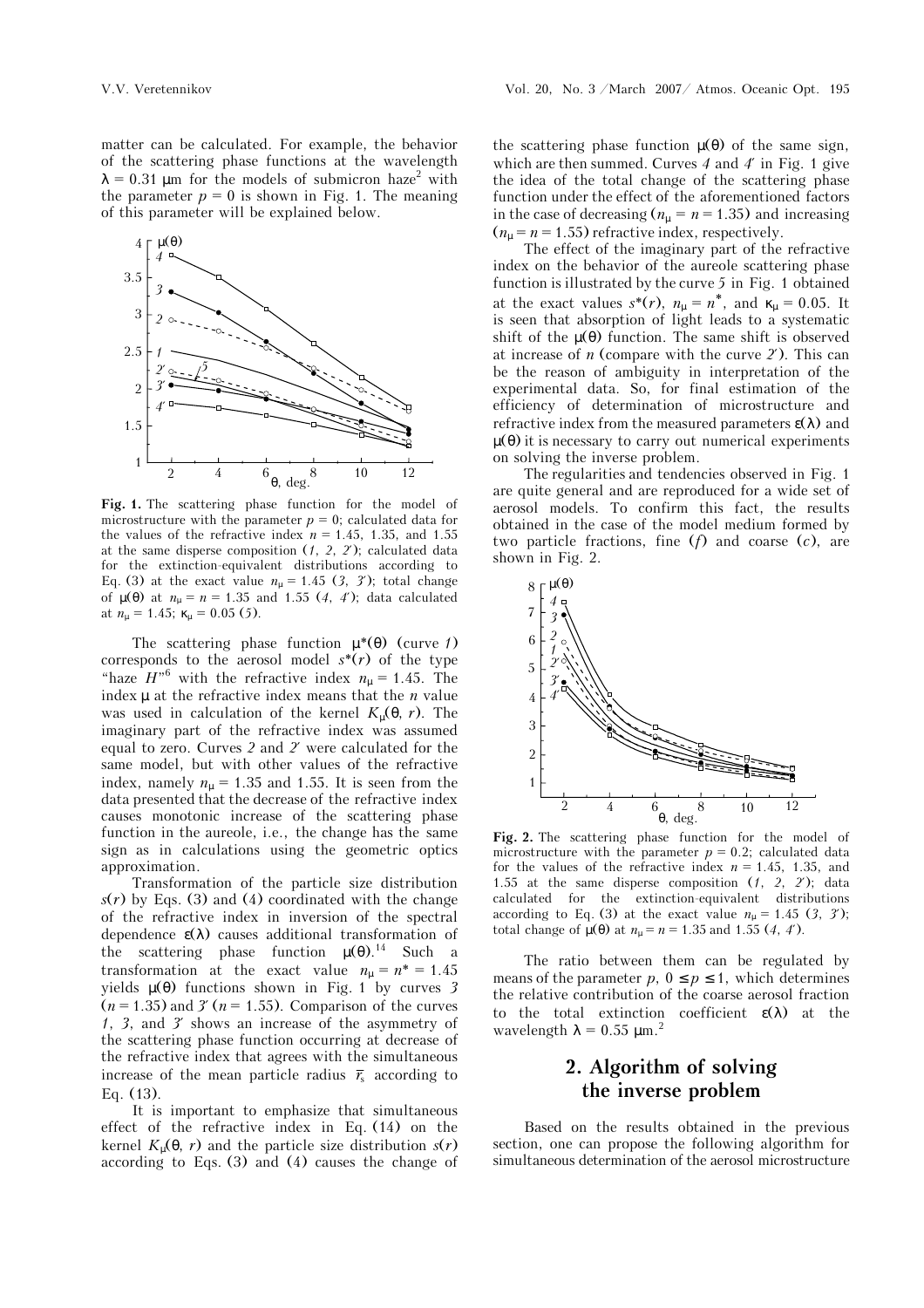matter can be calculated. For example, the behavior of the scattering phase functions at the wavelength $\lambda = 0.31$ μm for the models of submicron haze[2] with the parameter $p = 0$ is shown in Fig. 1. The meaning of this parameter will be explained below.

**Fig. 1.** The scattering phase function for the model of microstructure with the parameter $p = 0$; calculated data for the values of the refractive index $n = 1.45$, 1.35, and 1.55 at the same disperse composition (*1*, *2*, *2′*); calculated data for the extinction-equivalent distributions according to Eq. (3) at the exact value $n_\mu = 1.45$ (*3*, *3′*); total change of $\mu(\theta)$ at $n_\mu = n = 1.35$ and 1.55 (*4*, *4′*); data calculated at $n_\mu = 1.45$; $\kappa_\mu = 0.05$ (*5*).

The scattering phase function $\mu^*(\theta)$ (curve *1*) corresponds to the aerosol model $s^*(r)$ of the type "haze $H$"[6] with the refractive index $n_\mu = 1.45$. The index $\mu$ at the refractive index means that the $n$ value was used in calculation of the kernel $K_\mu(\theta, r)$. The imaginary part of the refractive index was assumed equal to zero. Curves *2* and *2′* were calculated for the same model, but with other values of the refractive index, namely $n_\mu = 1.35$ and 1.55. It is seen from the data presented that the decrease of the refractive index causes monotonic increase of the scattering phase function in the aureole, i.e., the change has the same sign as in calculations using the geometric optics approximation.

Transformation of the particle size distribution $s(r)$ by Eqs. (3) and (4) coordinated with the change of the refractive index in inversion of the spectral dependence $\varepsilon(\lambda)$ causes additional transformation of the scattering phase function $\mu(\theta)$.[14] Such a transformation at the exact value $n_\mu = n^* = 1.45$ yields $\mu(\theta)$ functions shown in Fig. 1 by curves *3* ($n = 1.35$) and *3′* ($n = 1.55$). Comparison of the curves *1*, *3*, and *3′* shows an increase of the asymmetry of the scattering phase function occurring at decrease of the refractive index that agrees with the simultaneous increase of the mean particle radius $\bar{r}_s$ according to Eq. (13).

It is important to emphasize that simultaneous effect of the refractive index in Eq. (14) on the kernel $K_\mu(\theta, r)$ and the particle size distribution $s(r)$ according to Eqs. (3) and (4) causes the change of the scattering phase function $\mu(\theta)$ of the same sign, which are then summed. Curves *4* and *4′* in Fig. 1 give the idea of the total change of the scattering phase function under the effect of the aforementioned factors in the case of decreasing ($n_\mu = n = 1.35$) and increasing ($n_\mu = n = 1.55$) refractive index, respectively.

The effect of the imaginary part of the refractive index on the behavior of the aureole scattering phase function is illustrated by the curve *5* in Fig. 1 obtained at the exact values $s^*(r)$, $n_\mu = n^*$, and $\kappa_\mu = 0.05$. It is seen that absorption of light leads to a systematic shift of the $\mu(\theta)$ function. The same shift is observed at increase of $n$ (compare with the curve *2′*). This can be the reason of ambiguity in interpretation of the experimental data. So, for final estimation of the efficiency of determination of microstructure and refractive index from the measured parameters $\varepsilon(\lambda)$ and $\mu(\theta)$ it is necessary to carry out numerical experiments on solving the inverse problem.

The regularities and tendencies observed in Fig. 1 are quite general and are reproduced for a wide set of aerosol models. To confirm this fact, the results obtained in the case of the model medium formed by two particle fractions, fine (*f*) and coarse (*c*), are shown in Fig. 2.

**Fig. 2.** The scattering phase function for the model of microstructure with the parameter $p = 0.2$; calculated data for the values of the refractive index $n = 1.45$, 1.35, and 1.55 at the same disperse composition (*1*, *2*, *2′*); data calculated for the extinction-equivalent distributions according to Eq. (3) at the exact value $n_\mu = 1.45$ (*3*, *3′*); total change of $\mu(\theta)$ at $n_\mu = n = 1.35$ and 1.55 (*4*, *4′*).

The ratio between them can be regulated by means of the parameter $p$, $0 \le p \le 1$, which determines the relative contribution of the coarse aerosol fraction to the total extinction coefficient $\varepsilon(\lambda)$ at the wavelength $\lambda = 0.55$ μm.[2]

## 2. Algorithm of solving the inverse problem

Based on the results obtained in the previous section, one can propose the following algorithm for simultaneous determination of the aerosol microstructure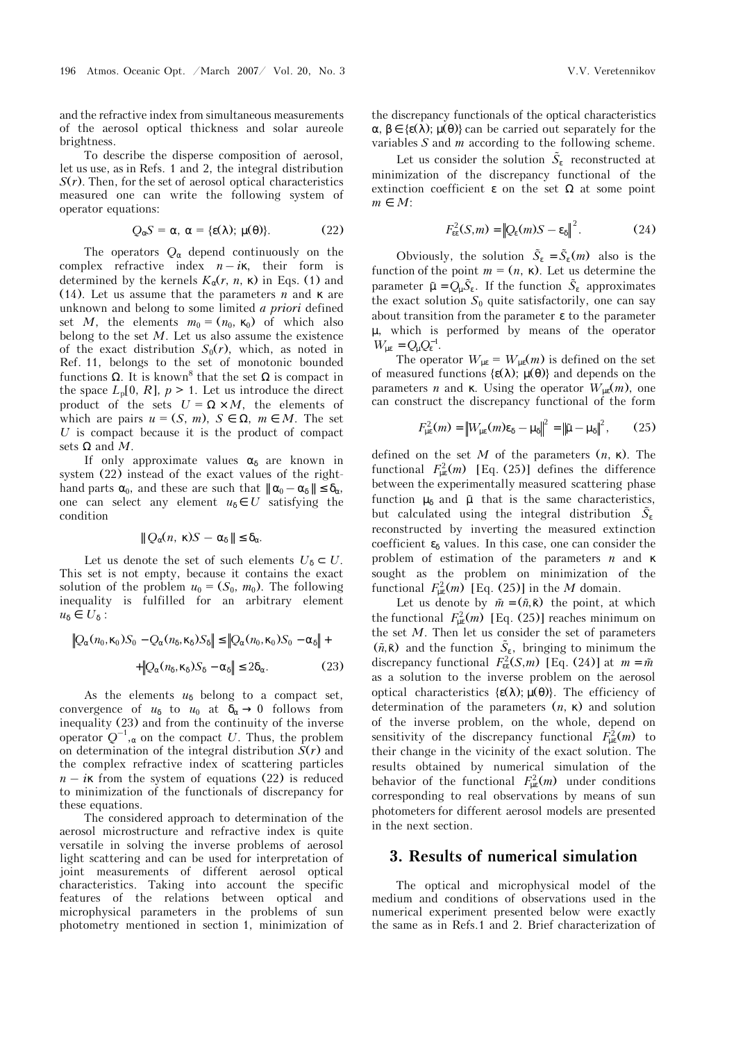and the refractive index from simultaneous measurements of the aerosol optical thickness and solar aureole brightness.

To describe the disperse composition of aerosol, let us use, as in Refs. 1 and 2, the integral distribution $S(r)$. Then, for the set of aerosol optical characteristics measured one can write the following system of operator equations:

$$Q_\alpha S = \alpha,\ \alpha = \{\varepsilon(\lambda);\ \mu(\theta)\}. \tag{22}$$

The operators $Q_\alpha$ depend continuously on the complex refractive index $n - i\kappa$, their form is determined by the kernels $K_\alpha(r, n, \kappa)$ in Eqs. (1) and (14). Let us assume that the parameters $n$ and $\kappa$ are unknown and belong to some limited *a priori* defined set $M$, the elements $m_0 = (n_0, \kappa_0)$ of which also belong to the set $M$. Let us also assume the existence of the exact distribution $S_0(r)$, which, as noted in Ref. 11, belongs to the set of monotonic bounded functions $\Omega$. It is known[8] that the set $\Omega$ is compact in the space $L_p[0, R]$, $p > 1$. Let us introduce the direct product of the sets $U = \Omega \times M$, the elements of which are pairs $u = (S, m)$, $S \in \Omega$, $m \in M$. The set $U$ is compact because it is the product of compact sets $\Omega$ and $M$.

If only approximate values $\alpha_\delta$ are known in system (22) instead of the exact values of the right-hand parts $\alpha_0$, and these are such that $\| \alpha_0 - \alpha_\delta \| \le \delta_\alpha$, one can select any element $u_\delta \in U$ satisfying the condition

$$\| Q_\alpha(n, \kappa)S - \alpha_\delta \| \le \delta_\alpha.$$

Let us denote the set of such elements $U_\delta \subset U$. This set is not empty, because it contains the exact solution of the problem $u_0 = (S_0, m_0)$. The following inequality is fulfilled for an arbitrary element $u_\delta \in U_\delta$:

$$\left\| Q_\alpha(n_0,\kappa_0)S_0 - Q_\alpha(n_\delta,\kappa_\delta)S_\delta \right\| \le \left\| Q_\alpha(n_0,\kappa_0)S_0 - \alpha_\delta \right\| + \left\| Q_\alpha(n_\delta,\kappa_\delta)S_\delta - \alpha_\delta \right\| \le 2\delta_\alpha. \tag{23}$$

As the elements $u_\delta$ belong to a compact set, convergence of $u_\delta$ to $u_0$ at $\delta_\alpha \to 0$ follows from inequality (23) and from the continuity of the inverse operator $Q^{-1}{}_{,\alpha}$ on the compact $U$. Thus, the problem on determination of the integral distribution $S(r)$ and the complex refractive index of scattering particles $n - i\kappa$ from the system of equations (22) is reduced to minimization of the functionals of discrepancy for these equations.

The considered approach to determination of the aerosol microstructure and refractive index is quite versatile in solving the inverse problems of aerosol light scattering and can be used for interpretation of joint measurements of different aerosol optical characteristics. Taking into account the specific features of the relations between optical and microphysical parameters in the problems of sun photometry mentioned in section 1, minimization of the discrepancy functionals of the optical characteristics $\alpha, \beta \in \{\varepsilon(\lambda);\ \mu(\theta)\}$ can be carried out separately for the variables $S$ and $m$ according to the following scheme.

Let us consider the solution $\tilde{S}_\varepsilon$ reconstructed at minimization of the discrepancy functional of the extinction coefficient $\varepsilon$ on the set $\Omega$ at some point $m \in M$:

$$F^2_{\varepsilon\varepsilon}(S,m) = \left\| Q_\varepsilon(m)S - \varepsilon_\delta \right\|^2. \tag{24}$$

Obviously, the solution $\tilde{S}_\varepsilon = \tilde{S}_\varepsilon(m)$ also is the function of the point $m = (n, \kappa)$. Let us determine the parameter $\tilde{\mu} = Q_\mu \tilde{S}_\varepsilon$. If the function $\tilde{S}_\varepsilon$ approximates the exact solution $S_0$ quite satisfactorily, one can say about transition from the parameter $\varepsilon$ to the parameter $\mu$, which is performed by means of the operator $W_{\mu\varepsilon} = Q_\mu Q_\varepsilon^{-1}$.

The operator $W_{\mu\varepsilon} = W_{\mu\varepsilon}(m)$ is defined on the set of measured functions $\{\varepsilon(\lambda);\ \mu(\theta)\}$ and depends on the parameters $n$ and $\kappa$. Using the operator $W_{\mu\varepsilon}(m)$, one can construct the discrepancy functional of the form

$$F^2_{\mu\varepsilon}(m) = \left\| W_{\mu\varepsilon}(m)\varepsilon_\delta - \mu_\delta \right\|^2 = \left\| \tilde{\mu} - \mu_\delta \right\|^2, \tag{25}$$

defined on the set $M$ of the parameters $(n, \kappa)$. The functional $F^2_{\mu\varepsilon}(m)$ [Eq. (25)] defines the difference between the experimentally measured scattering phase function $\mu_\delta$ and $\tilde{\mu}$ that is the same characteristics, but calculated using the integral distribution $\tilde{S}_\varepsilon$ reconstructed by inverting the measured extinction coefficient $\varepsilon_\delta$ values. In this case, one can consider the problem of estimation of the parameters $n$ and $\kappa$ sought as the problem on minimization of the functional $F^2_{\mu\varepsilon}(m)$ [Eq. (25)] in the $M$ domain.

Let us denote by $\tilde{m} = (\tilde{n}, \tilde{\kappa})$ the point, at which the functional $F^2_{\mu\varepsilon}(m)$ [Eq. (25)] reaches minimum on the set $M$. Then let us consider the set of parameters $(\tilde{n}, \tilde{\kappa})$ and the function $\tilde{S}_\varepsilon$, bringing to minimum the discrepancy functional $F^2_{\varepsilon\varepsilon}(S,m)$ [Eq. (24)] at $m = \tilde{m}$ as a solution to the inverse problem on the aerosol optical characteristics $\{\varepsilon(\lambda);\ \mu(\theta)\}$. The efficiency of determination of the parameters $(n, \kappa)$ and solution of the inverse problem, on the whole, depend on sensitivity of the discrepancy functional $F^2_{\mu\varepsilon}(m)$ to their change in the vicinity of the exact solution. The results obtained by numerical simulation of the behavior of the functional $F^2_{\mu\varepsilon}(m)$ under conditions corresponding to real observations by means of sun photometers for different aerosol models are presented in the next section.

## 3. Results of numerical simulation

The optical and microphysical model of the medium and conditions of observations used in the numerical experiment presented below were exactly the same as in Refs.1 and 2. Brief characterization of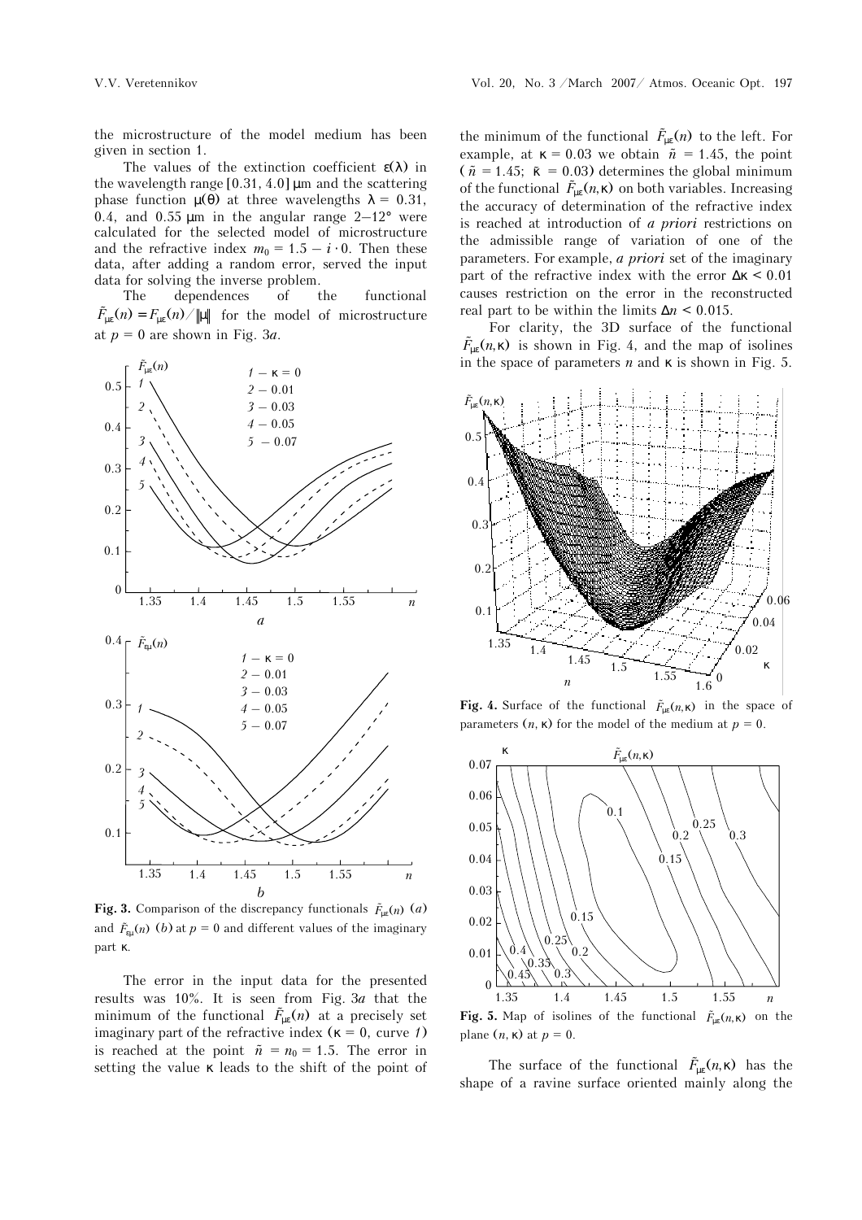the microstructure of the model medium has been given in section 1.

The values of the extinction coefficient $\varepsilon(\lambda)$ in the wavelength range [0.31, 4.0] μm and the scattering phase function $\mu(\theta)$ at three wavelengths $\lambda = 0.31$, 0.4, and 0.55 μm in the angular range 2–12° were calculated for the selected model of microstructure and the refractive index $m_0 = 1.5 - i \cdot 0$. Then these data, after adding a random error, served the input data for solving the inverse problem.

The dependences of the functional $\tilde{F}_{\mu\varepsilon}(n) = F_{\mu\varepsilon}(n)/\|\mu\|$ for the model of microstructure at $p = 0$ are shown in Fig. 3*a*.

**Fig. 3.** Comparison of the discrepancy functionals $\tilde{F}_{\mu\varepsilon}(n)$ (*a*) and $\tilde{F}_{\varepsilon\mu}(n)$ (*b*) at $p = 0$ and different values of the imaginary part $\kappa$.

The error in the input data for the presented results was 10%. It is seen from Fig. 3*a* that the minimum of the functional $\tilde{F}_{\mu\varepsilon}(n)$ at a precisely set imaginary part of the refractive index ($\kappa = 0$, curve *1*) is reached at the point $\tilde{n} = n_0 = 1.5$. The error in setting the value $\kappa$ leads to the shift of the point of the minimum of the functional $\tilde{F}_{\mu\varepsilon}(n)$ to the left. For example, at $\kappa = 0.03$ we obtain $\tilde{n} = 1.45$, the point ($\tilde{n} = 1.45$; $\tilde{\kappa} = 0.03$) determines the global minimum of the functional $\tilde{F}_{\mu\varepsilon}(n, \kappa)$ on both variables. Increasing the accuracy of determination of the refractive index is reached at introduction of *a priori* restrictions on the admissible range of variation of one of the parameters. For example, *a priori* set of the imaginary part of the refractive index with the error $\Delta\kappa < 0.01$ causes restriction on the error in the reconstructed real part to be within the limits $\Delta n < 0.015$.

For clarity, the 3D surface of the functional $\tilde{F}_{\mu\varepsilon}(n, \kappa)$ is shown in Fig. 4, and the map of isolines in the space of parameters $n$ and $\kappa$ is shown in Fig. 5.

**Fig. 4.** Surface of the functional $\tilde{F}_{\mu\varepsilon}(n, \kappa)$ in the space of parameters $(n, \kappa)$ for the model of the medium at $p = 0$.

**Fig. 5.** Map of isolines of the functional $\tilde{F}_{\mu\varepsilon}(n, \kappa)$ on the plane $(n, \kappa)$ at $p = 0$.

The surface of the functional $\tilde{F}_{\mu\varepsilon}(n, \kappa)$ has the shape of a ravine surface oriented mainly along the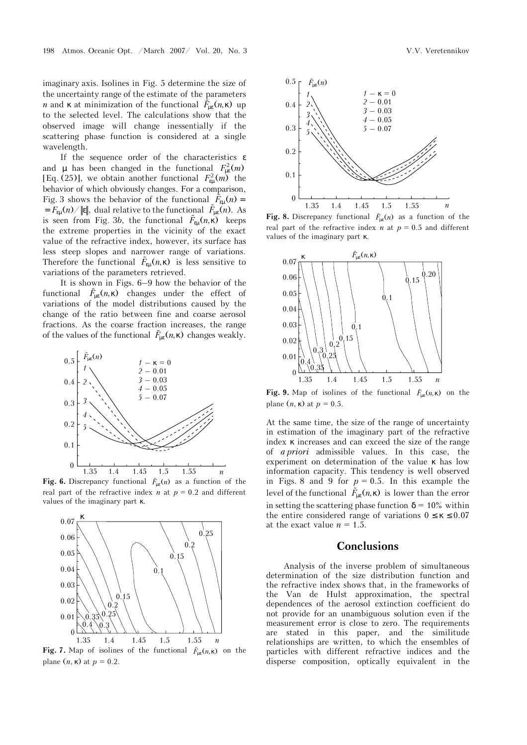imaginary axis. Isolines in Fig. 5 determine the size of the uncertainty range of the estimate of the parameters $n$ and $\kappa$ at minimization of the functional $\tilde{F}_{\mu\varepsilon}(n,\kappa)$ up to the selected level. The calculations show that the observed image will change inessentially if the scattering phase function is considered at a single wavelength.

If the sequence order of the characteristics $\varepsilon$ and $\mu$ has been changed in the functional $F^2_{\mu\varepsilon}(m)$ [Eq. (25)], we obtain another functional $F^2_{\varepsilon\mu}(m)$ the behavior of which obviously changes. For a comparison, Fig. 3 shows the behavior of the functional $\tilde{F}_{\varepsilon\mu}(n) = F_{\varepsilon\mu}(n)/\|\varepsilon\|$, dual relative to the functional $\tilde{F}_{\mu\varepsilon}(n)$. As is seen from Fig. 3*b*, the functional $\tilde{F}_{\varepsilon\mu}(n,\kappa)$ keeps the extreme properties in the vicinity of the exact value of the refractive index, however, its surface has less steep slopes and narrower range of variations. Therefore the functional $\tilde{F}_{\varepsilon\mu}(n,\kappa)$ is less sensitive to variations of the parameters retrieved.

It is shown in Figs. 6–9 how the behavior of the functional $\tilde{F}_{\mu\varepsilon}(n,\kappa)$ changes under the effect of variations of the model distributions caused by the change of the ratio between fine and coarse aerosol fractions. As the coarse fraction increases, the range of the values of the functional $\tilde{F}_{\mu\varepsilon}(n,\kappa)$ changes weakly.

**Fig. 6.** Discrepancy functional $\tilde{F}_{\mu\varepsilon}(n)$ as a function of the real part of the refractive index $n$ at $p = 0.2$ and different values of the imaginary part $\kappa$.

**Fig. 7.** Map of isolines of the functional $\tilde{F}_{\mu\varepsilon}(n,\kappa)$ on the plane $(n, \kappa)$ at $p = 0.2$.

**Fig. 8.** Discrepancy functional $\tilde{F}_{\mu\varepsilon}(n)$ as a function of the real part of the refractive index $n$ at $p = 0.5$ and different values of the imaginary part $\kappa$.

**Fig. 9.** Map of isolines of the functional $\tilde{F}_{\mu\varepsilon}(n,\kappa)$ on the plane $(n, \kappa)$ at $p = 0.5$.

At the same time, the size of the range of uncertainty in estimation of the imaginary part of the refractive index $\kappa$ increases and can exceed the size of the range of *a priori* admissible values. In this case, the experiment on determination of the value $\kappa$ has low information capacity. This tendency is well observed in Figs. 8 and 9 for $p = 0.5$. In this example the level of the functional $\tilde{F}_{\mu\varepsilon}(n,\kappa)$ is lower than the error in setting the scattering phase function $\delta = 10\%$ within the entire considered range of variations $0 \le \kappa \le 0.07$ at the exact value $n = 1.5$.

## Conclusions

Analysis of the inverse problem of simultaneous determination of the size distribution function and the refractive index shows that, in the frameworks of the Van de Hulst approximation, the spectral dependences of the aerosol extinction coefficient do not provide for an unambiguous solution even if the measurement error is close to zero. The requirements are stated in this paper, and the similitude relationships are written, to which the ensembles of particles with different refractive indices and the disperse composition, optically equivalent in the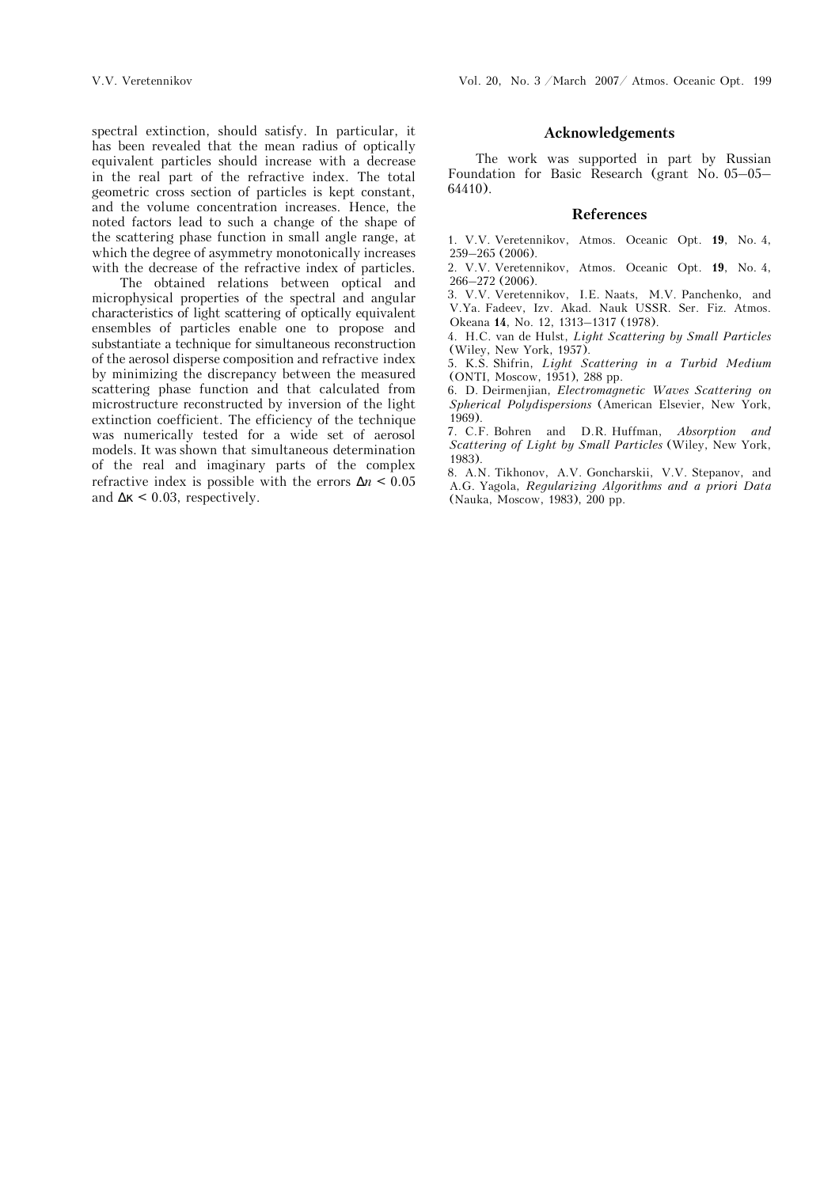spectral extinction, should satisfy. In particular, it has been revealed that the mean radius of optically equivalent particles should increase with a decrease in the real part of the refractive index. The total geometric cross section of particles is kept constant, and the volume concentration increases. Hence, the noted factors lead to such a change of the shape of the scattering phase function in small angle range, at which the degree of asymmetry monotonically increases with the decrease of the refractive index of particles.

The obtained relations between optical and microphysical properties of the spectral and angular characteristics of light scattering of optically equivalent ensembles of particles enable one to propose and substantiate a technique for simultaneous reconstruction of the aerosol disperse composition and refractive index by minimizing the discrepancy between the measured scattering phase function and that calculated from microstructure reconstructed by inversion of the light extinction coefficient. The efficiency of the technique was numerically tested for a wide set of aerosol models. It was shown that simultaneous determination of the real and imaginary parts of the complex refractive index is possible with the errors $\Delta n < 0.05$ and $\Delta\kappa < 0.03$, respectively.

## Acknowledgements

The work was supported in part by Russian Foundation for Basic Research (grant No. 05–05–64410).

## References

1. V.V. Veretennikov, Atmos. Oceanic Opt. **19**, No. 4, 259–265 (2006).
2. V.V. Veretennikov, Atmos. Oceanic Opt. **19**, No. 4, 266–272 (2006).
3. V.V. Veretennikov, I.E. Naats, M.V. Panchenko, and V.Ya. Fadeev, Izv. Akad. Nauk USSR. Ser. Fiz. Atmos. Okeana **14**, No. 12, 1313–1317 (1978).
4. H.C. van de Hulst, *Light Scattering by Small Particles* (Wiley, New York, 1957).
5. K.S. Shifrin, *Light Scattering in a Turbid Medium* (ONTI, Moscow, 1951), 288 pp.
6. D. Deirmenjian, *Electromagnetic Waves Scattering on Spherical Polydispersions* (American Elsevier, New York, 1969).
7. C.F. Bohren and D.R. Huffman, *Absorption and Scattering of Light by Small Particles* (Wiley, New York, 1983).
8. A.N. Tikhonov, A.V. Goncharskii, V.V. Stepanov, and A.G. Yagola, *Regularizing Algorithms and a priori Data* (Nauka, Moscow, 1983), 200 pp.